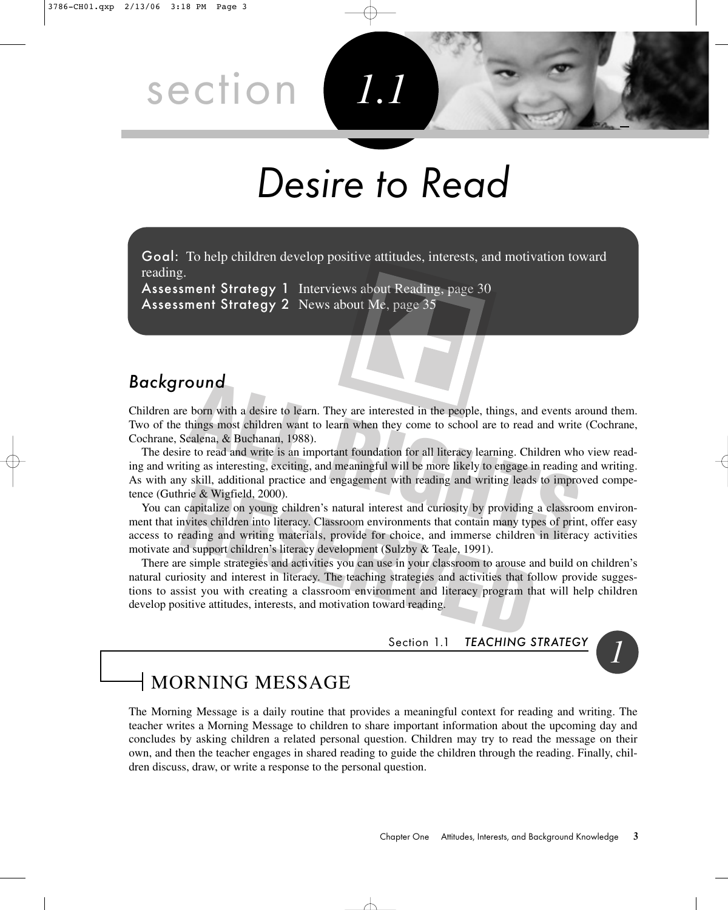# section 1.1

# Desire to Read

**Goal:** To help children develop positive attitudes, interests, and motivation toward reading.
**Assessment Strategy 1** Interviews about Reading, page 30
**Assessment Strategy 2** News about Me, page 35

## *Background*

Children are born with a desire to learn. They are interested in the people, things, and events around them. Two of the things most children want to learn when they come to school are to read and write (Cochrane, Cochrane, Scalena, & Buchanan, 1988).

The desire to read and write is an important foundation for all literacy learning. Children who view reading and writing as interesting, exciting, and meaningful will be more likely to engage in reading and writing. As with any skill, additional practice and engagement with reading and writing leads to improved competence (Guthrie & Wigfield, 2000).

You can capitalize on young children's natural interest and curiosity by providing a classroom environment that invites children into literacy. Classroom environments that contain many types of print, offer easy access to reading and writing materials, provide for choice, and immerse children in literacy activities motivate and support children's literacy development (Sulzby & Teale, 1991).

There are simple strategies and activities you can use in your classroom to arouse and build on children's natural curiosity and interest in literacy. The teaching strategies and activities that follow provide suggestions to assist you with creating a classroom environment and literacy program that will help children develop positive attitudes, interests, and motivation toward reading.

Section 1.1 *TEACHING STRATEGY* **1**

## MORNING MESSAGE

The Morning Message is a daily routine that provides a meaningful context for reading and writing. The teacher writes a Morning Message to children to share important information about the upcoming day and concludes by asking children a related personal question. Children may try to read the message on their own, and then the teacher engages in shared reading to guide the children through the reading. Finally, children discuss, draw, or write a response to the personal question.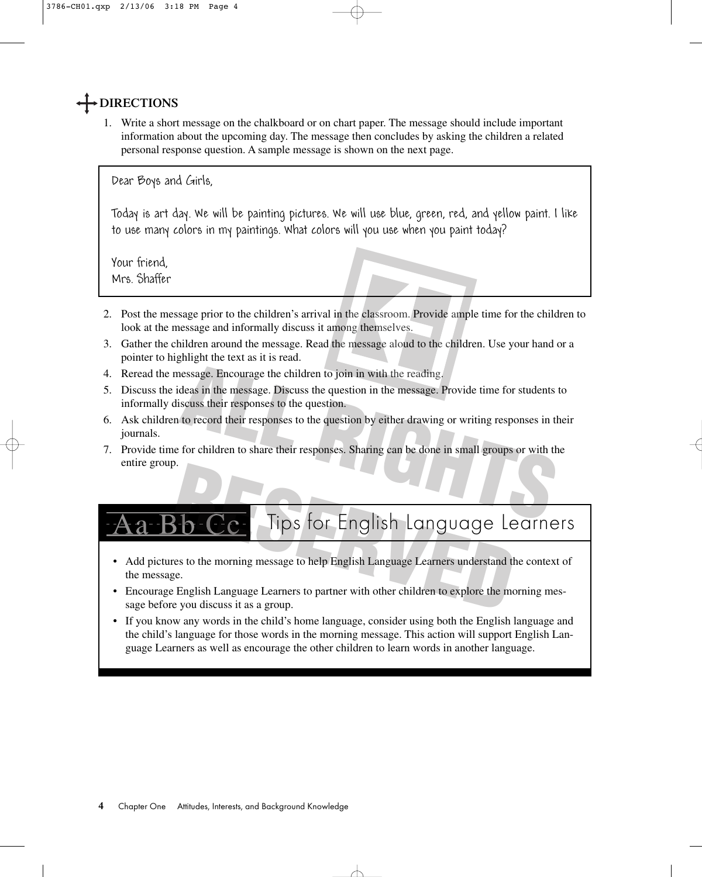## DIRECTIONS

1. Write a short message on the chalkboard or on chart paper. The message should include important information about the upcoming day. The message then concludes by asking the children a related personal response question. A sample message is shown on the next page.

> Dear Boys and Girls,
>
> Today is art day. We will be painting pictures. We will use blue, green, red, and yellow paint. I like to use many colors in my paintings. What colors will you use when you paint today?
>
> Your friend,
> Mrs. Shaffer

2. Post the message prior to the children's arrival in the classroom. Provide ample time for the children to look at the message and informally discuss it among themselves.
3. Gather the children around the message. Read the message aloud to the children. Use your hand or a pointer to highlight the text as it is read.
4. Reread the message. Encourage the children to join in with the reading.
5. Discuss the ideas in the message. Discuss the question in the message. Provide time for students to informally discuss their responses to the question.
6. Ask children to record their responses to the question by either drawing or writing responses in their journals.
7. Provide time for children to share their responses. Sharing can be done in small groups or with the entire group.

### Aa Bb Cc Tips for English Language Learners

- Add pictures to the morning message to help English Language Learners understand the context of the message.
- Encourage English Language Learners to partner with other children to explore the morning message before you discuss it as a group.
- If you know any words in the child's home language, consider using both the English language and the child's language for those words in the morning message. This action will support English Language Learners as well as encourage the other children to learn words in another language.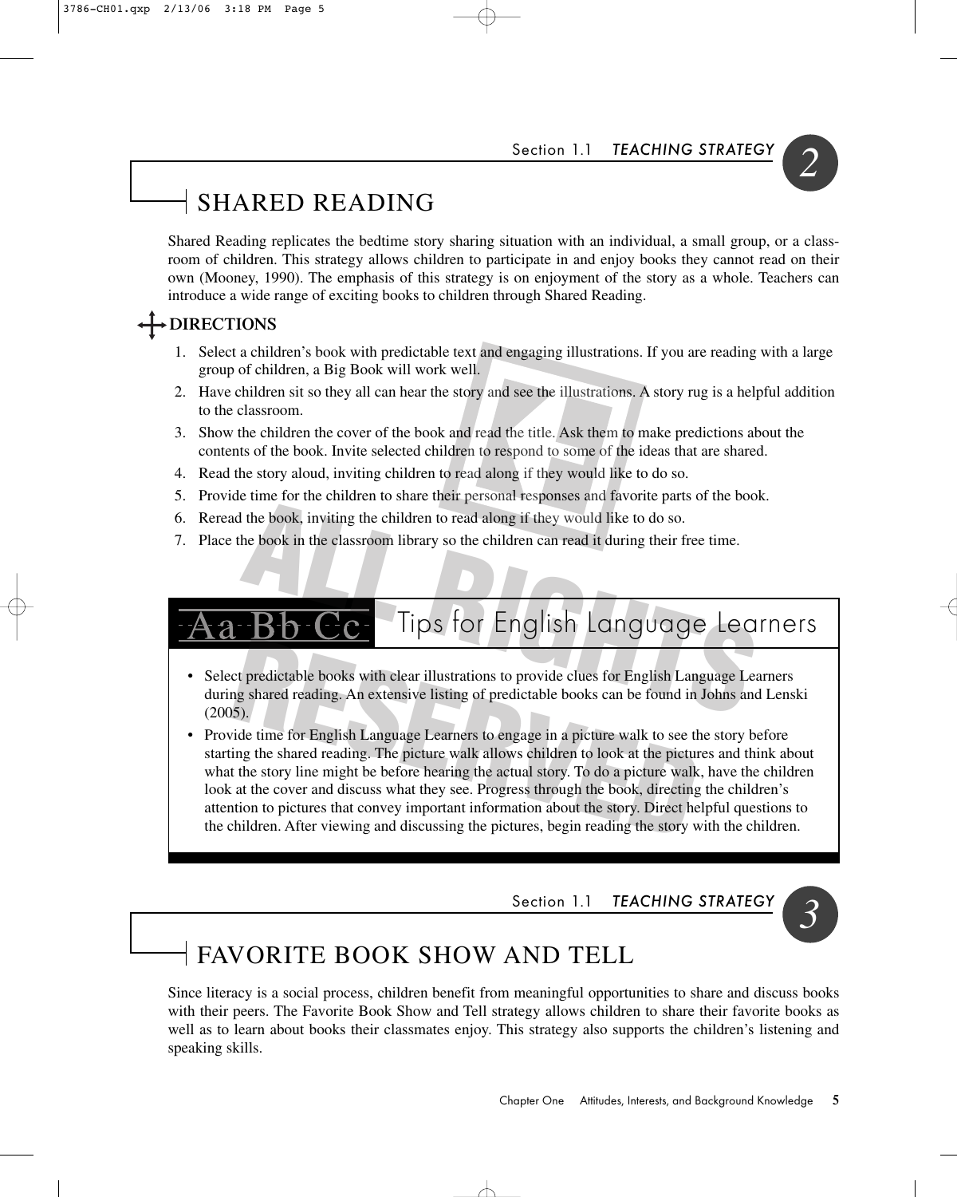Section 1.1 *TEACHING STRATEGY* 2

## SHARED READING

Shared Reading replicates the bedtime story sharing situation with an individual, a small group, or a classroom of children. This strategy allows children to participate in and enjoy books they cannot read on their own (Mooney, 1990). The emphasis of this strategy is on enjoyment of the story as a whole. Teachers can introduce a wide range of exciting books to children through Shared Reading.

### DIRECTIONS

1. Select a children's book with predictable text and engaging illustrations. If you are reading with a large group of children, a Big Book will work well.
2. Have children sit so they all can hear the story and see the illustrations. A story rug is a helpful addition to the classroom.
3. Show the children the cover of the book and read the title. Ask them to make predictions about the contents of the book. Invite selected children to respond to some of the ideas that are shared.
4. Read the story aloud, inviting children to read along if they would like to do so.
5. Provide time for the children to share their personal responses and favorite parts of the book.
6. Reread the book, inviting the children to read along if they would like to do so.
7. Place the book in the classroom library so the children can read it during their free time.

### Aa Bb Cc Tips for English Language Learners

- Select predictable books with clear illustrations to provide clues for English Language Learners during shared reading. An extensive listing of predictable books can be found in Johns and Lenski (2005).
- Provide time for English Language Learners to engage in a picture walk to see the story before starting the shared reading. The picture walk allows children to look at the pictures and think about what the story line might be before hearing the actual story. To do a picture walk, have the children look at the cover and discuss what they see. Progress through the book, directing the children's attention to pictures that convey important information about the story. Direct helpful questions to the children. After viewing and discussing the pictures, begin reading the story with the children.

Section 1.1 *TEACHING STRATEGY* 3

## FAVORITE BOOK SHOW AND TELL

Since literacy is a social process, children benefit from meaningful opportunities to share and discuss books with their peers. The Favorite Book Show and Tell strategy allows children to share their favorite books as well as to learn about books their classmates enjoy. This strategy also supports the children's listening and speaking skills.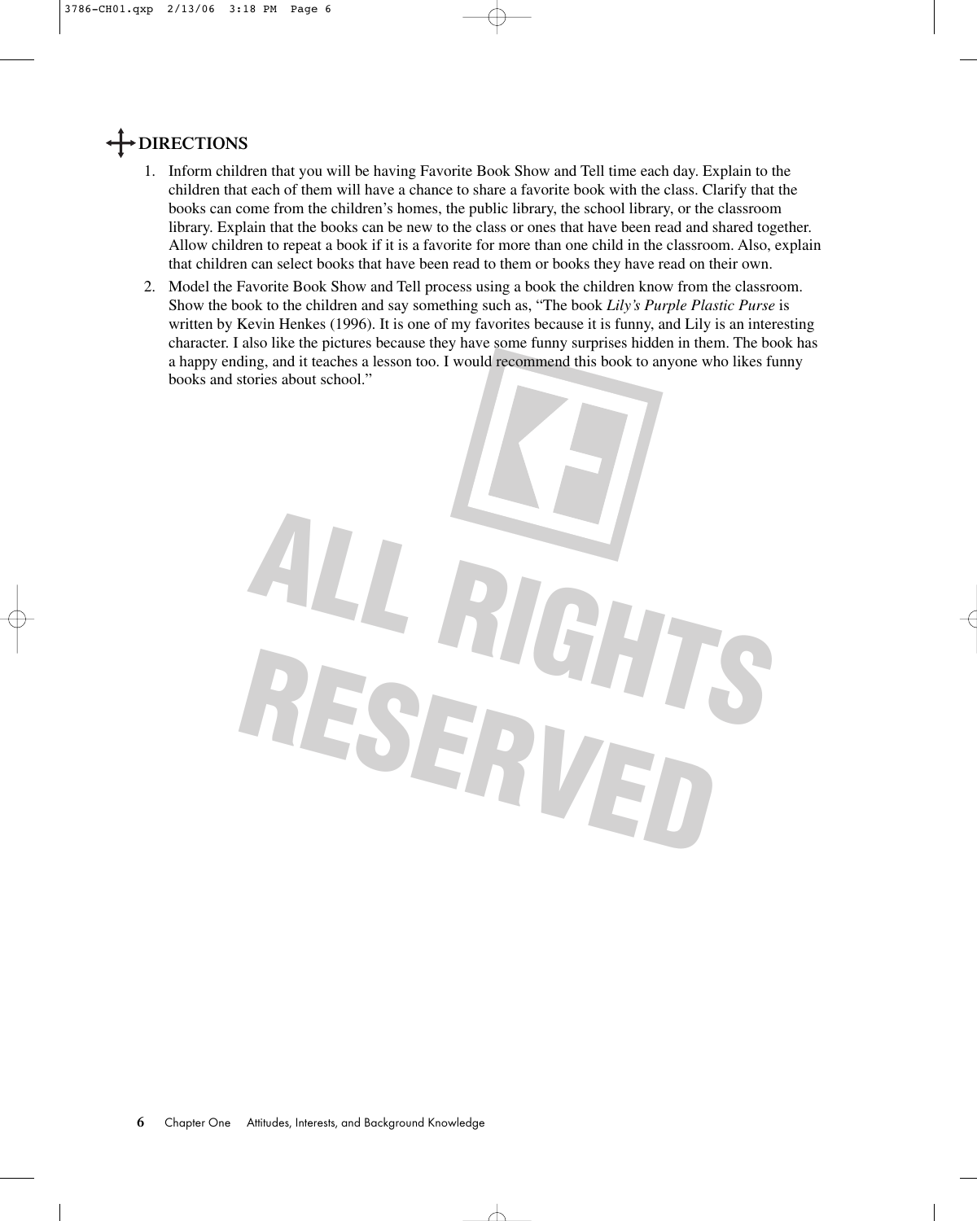## DIRECTIONS

1. Inform children that you will be having Favorite Book Show and Tell time each day. Explain to the children that each of them will have a chance to share a favorite book with the class. Clarify that the books can come from the children's homes, the public library, the school library, or the classroom library. Explain that the books can be new to the class or ones that have been read and shared together. Allow children to repeat a book if it is a favorite for more than one child in the classroom. Also, explain that children can select books that have been read to them or books they have read on their own.
2. Model the Favorite Book Show and Tell process using a book the children know from the classroom. Show the book to the children and say something such as, "The book *Lily's Purple Plastic Purse* is written by Kevin Henkes (1996). It is one of my favorites because it is funny, and Lily is an interesting character. I also like the pictures because they have some funny surprises hidden in them. The book has a happy ending, and it teaches a lesson too. I would recommend this book to anyone who likes funny books and stories about school."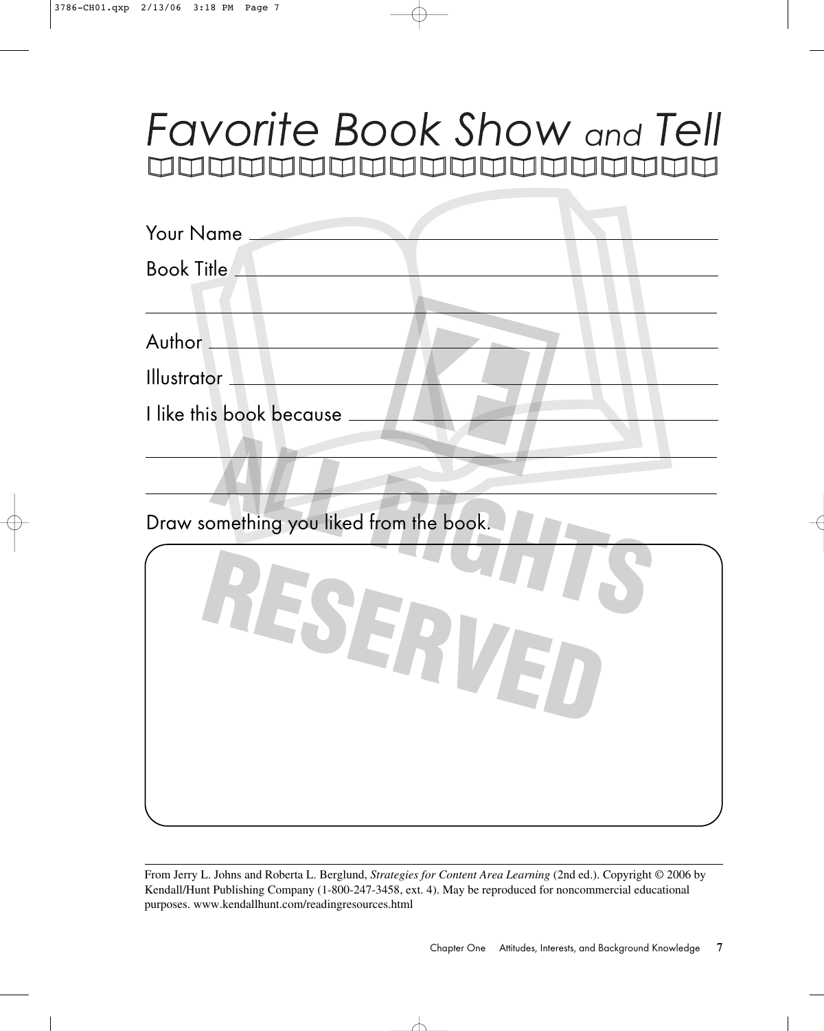# *Favorite Book Show and Tell*

Your Name ______________________________________________

Book Title ______________________________________________

_______________________________________________________

Author _________________________________________________

Illustrator ______________________________________________

I like this book because ___________________________________

_______________________________________________________

_______________________________________________________

Draw something you liked from the book.

From Jerry L. Johns and Roberta L. Berglund, *Strategies for Content Area Learning* (2nd ed.). Copyright © 2006 by Kendall/Hunt Publishing Company (1-800-247-3458, ext. 4). May be reproduced for noncommercial educational purposes. www.kendallhunt.com/readingresources.html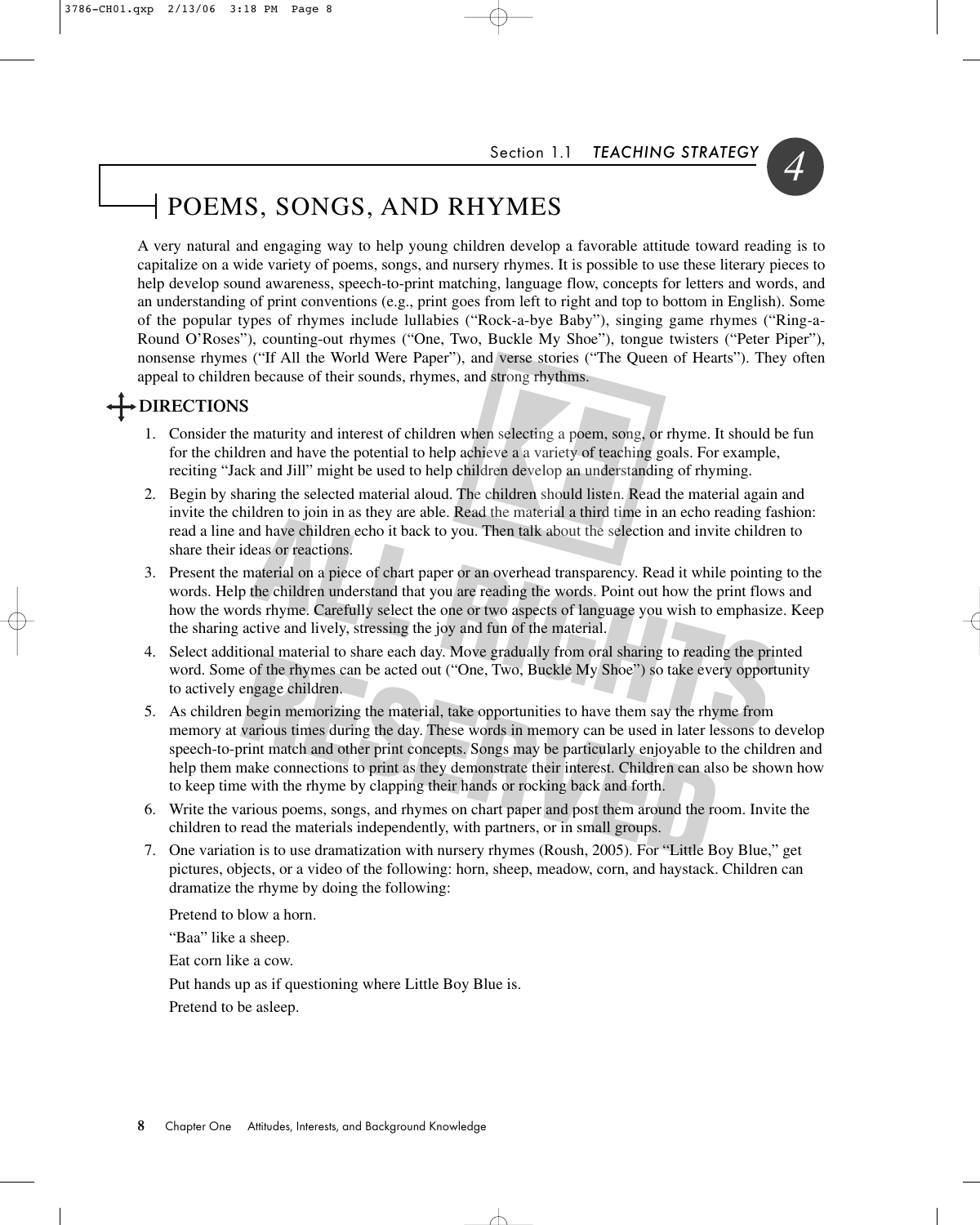Section 1.1 *TEACHING STRATEGY* 4

# POEMS, SONGS, AND RHYMES

A very natural and engaging way to help young children develop a favorable attitude toward reading is to capitalize on a wide variety of poems, songs, and nursery rhymes. It is possible to use these literary pieces to help develop sound awareness, speech-to-print matching, language flow, concepts for letters and words, and an understanding of print conventions (e.g., print goes from left to right and top to bottom in English). Some of the popular types of rhymes include lullabies ("Rock-a-bye Baby"), singing game rhymes ("Ring-a-Round O'Roses"), counting-out rhymes ("One, Two, Buckle My Shoe"), tongue twisters ("Peter Piper"), nonsense rhymes ("If All the World Were Paper"), and verse stories ("The Queen of Hearts"). They often appeal to children because of their sounds, rhymes, and strong rhythms.

## DIRECTIONS

1. Consider the maturity and interest of children when selecting a poem, song, or rhyme. It should be fun for the children and have the potential to help achieve a a variety of teaching goals. For example, reciting "Jack and Jill" might be used to help children develop an understanding of rhyming.
2. Begin by sharing the selected material aloud. The children should listen. Read the material again and invite the children to join in as they are able. Read the material a third time in an echo reading fashion: read a line and have children echo it back to you. Then talk about the selection and invite children to share their ideas or reactions.
3. Present the material on a piece of chart paper or an overhead transparency. Read it while pointing to the words. Help the children understand that you are reading the words. Point out how the print flows and how the words rhyme. Carefully select the one or two aspects of language you wish to emphasize. Keep the sharing active and lively, stressing the joy and fun of the material.
4. Select additional material to share each day. Move gradually from oral sharing to reading the printed word. Some of the rhymes can be acted out ("One, Two, Buckle My Shoe") so take every opportunity to actively engage children.
5. As children begin memorizing the material, take opportunities to have them say the rhyme from memory at various times during the day. These words in memory can be used in later lessons to develop speech-to-print match and other print concepts. Songs may be particularly enjoyable to the children and help them make connections to print as they demonstrate their interest. Children can also be shown how to keep time with the rhyme by clapping their hands or rocking back and forth.
6. Write the various poems, songs, and rhymes on chart paper and post them around the room. Invite the children to read the materials independently, with partners, or in small groups.
7. One variation is to use dramatization with nursery rhymes (Roush, 2005). For "Little Boy Blue," get pictures, objects, or a video of the following: horn, sheep, meadow, corn, and haystack. Children can dramatize the rhyme by doing the following:

   Pretend to blow a horn.

   "Baa" like a sheep.

   Eat corn like a cow.

   Put hands up as if questioning where Little Boy Blue is.

   Pretend to be asleep.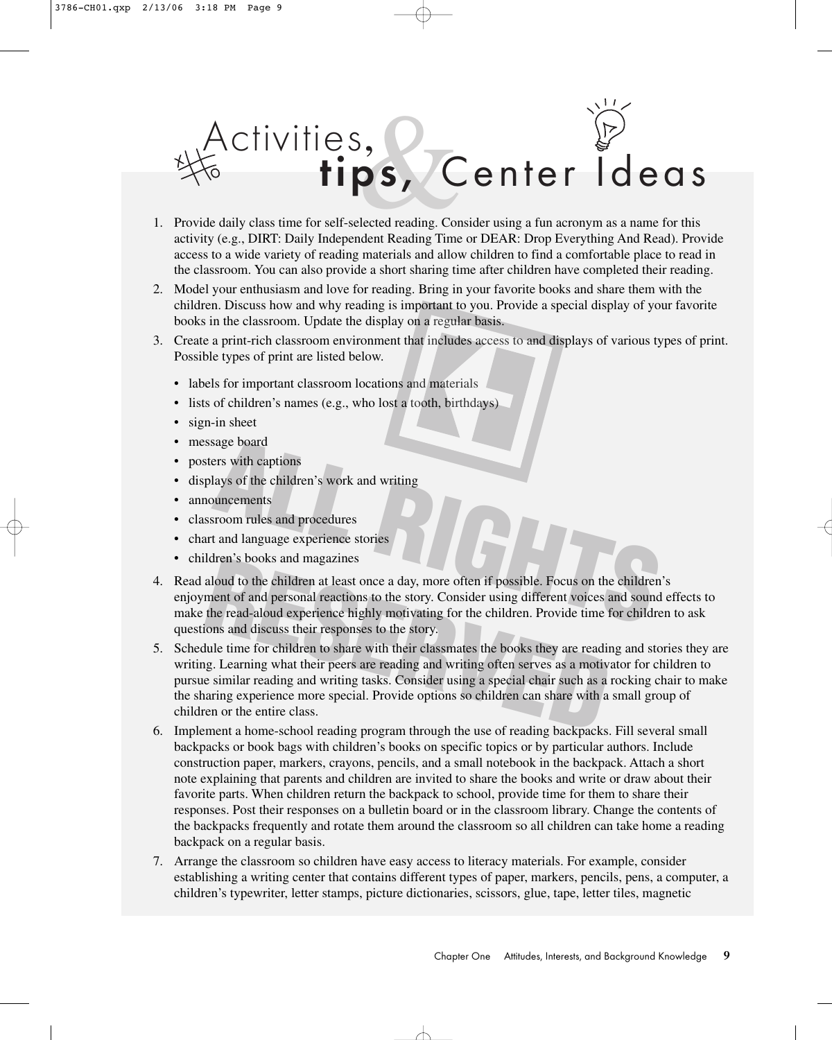# Activities, tips, & Center Ideas

1. Provide daily class time for self-selected reading. Consider using a fun acronym as a name for this activity (e.g., DIRT: Daily Independent Reading Time or DEAR: Drop Everything And Read). Provide access to a wide variety of reading materials and allow children to find a comfortable place to read in the classroom. You can also provide a short sharing time after children have completed their reading.
2. Model your enthusiasm and love for reading. Bring in your favorite books and share them with the children. Discuss how and why reading is important to you. Provide a special display of your favorite books in the classroom. Update the display on a regular basis.
3. Create a print-rich classroom environment that includes access to and displays of various types of print. Possible types of print are listed below.
   - labels for important classroom locations and materials
   - lists of children's names (e.g., who lost a tooth, birthdays)
   - sign-in sheet
   - message board
   - posters with captions
   - displays of the children's work and writing
   - announcements
   - classroom rules and procedures
   - chart and language experience stories
   - children's books and magazines
4. Read aloud to the children at least once a day, more often if possible. Focus on the children's enjoyment of and personal reactions to the story. Consider using different voices and sound effects to make the read-aloud experience highly motivating for the children. Provide time for children to ask questions and discuss their responses to the story.
5. Schedule time for children to share with their classmates the books they are reading and stories they are writing. Learning what their peers are reading and writing often serves as a motivator for children to pursue similar reading and writing tasks. Consider using a special chair such as a rocking chair to make the sharing experience more special. Provide options so children can share with a small group of children or the entire class.
6. Implement a home-school reading program through the use of reading backpacks. Fill several small backpacks or book bags with children's books on specific topics or by particular authors. Include construction paper, markers, crayons, pencils, and a small notebook in the backpack. Attach a short note explaining that parents and children are invited to share the books and write or draw about their favorite parts. When children return the backpack to school, provide time for them to share their responses. Post their responses on a bulletin board or in the classroom library. Change the contents of the backpacks frequently and rotate them around the classroom so all children can take home a reading backpack on a regular basis.
7. Arrange the classroom so children have easy access to literacy materials. For example, consider establishing a writing center that contains different types of paper, markers, pencils, pens, a computer, a children's typewriter, letter stamps, picture dictionaries, scissors, glue, tape, letter tiles, magnetic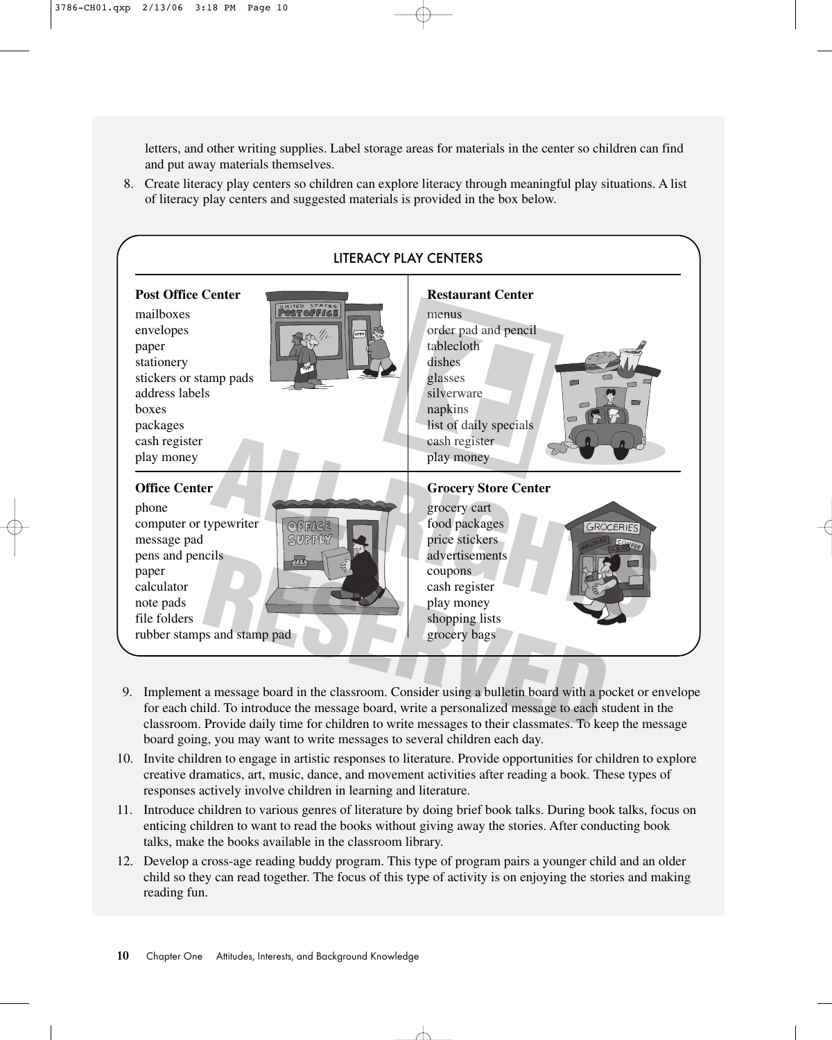letters, and other writing supplies. Label storage areas for materials in the center so children can find and put away materials themselves.

8. Create literacy play centers so children can explore literacy through meaningful play situations. A list of literacy play centers and suggested materials is provided in the box below.

### LITERACY PLAY CENTERS

**Post Office Center**
- mailboxes
- envelopes
- paper
- stationery
- stickers or stamp pads
- address labels
- boxes
- packages
- cash register
- play money

**Restaurant Center**
- menus
- order pad and pencil
- tablecloth
- dishes
- glasses
- silverware
- napkins
- list of daily specials
- cash register
- play money

**Office Center**
- phone
- computer or typewriter
- message pad
- pens and pencils
- paper
- calculator
- note pads
- file folders
- rubber stamps and stamp pad

**Grocery Store Center**
- grocery cart
- food packages
- price stickers
- advertisements
- coupons
- cash register
- play money
- shopping lists
- grocery bags

9. Implement a message board in the classroom. Consider using a bulletin board with a pocket or envelope for each child. To introduce the message board, write a personalized message to each student in the classroom. Provide daily time for children to write messages to their classmates. To keep the message board going, you may want to write messages to several children each day.
10. Invite children to engage in artistic responses to literature. Provide opportunities for children to explore creative dramatics, art, music, dance, and movement activities after reading a book. These types of responses actively involve children in learning and literature.
11. Introduce children to various genres of literature by doing brief book talks. During book talks, focus on enticing children to want to read the books without giving away the stories. After conducting book talks, make the books available in the classroom library.
12. Develop a cross-age reading buddy program. This type of program pairs a younger child and an older child so they can read together. The focus of this type of activity is on enjoying the stories and making reading fun.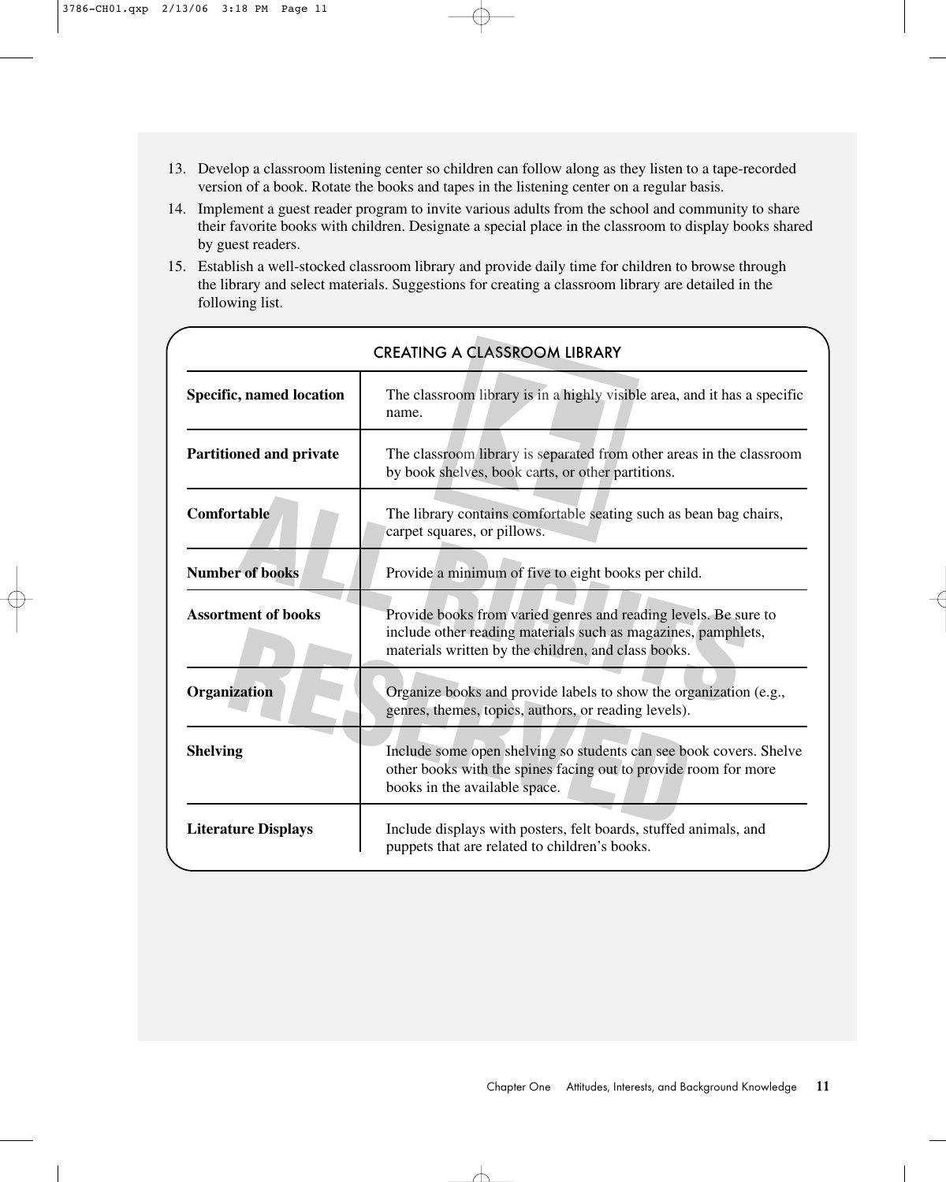13. Develop a classroom listening center so children can follow along as they listen to a tape-recorded version of a book. Rotate the books and tapes in the listening center on a regular basis.
14. Implement a guest reader program to invite various adults from the school and community to share their favorite books with children. Designate a special place in the classroom to display books shared by guest readers.
15. Establish a well-stocked classroom library and provide daily time for children to browse through the library and select materials. Suggestions for creating a classroom library are detailed in the following list.

### CREATING A CLASSROOM LIBRARY

| | |
|---|---|
| **Specific, named location** | The classroom library is in a highly visible area, and it has a specific name. |
| **Partitioned and private** | The classroom library is separated from other areas in the classroom by book shelves, book carts, or other partitions. |
| **Comfortable** | The library contains comfortable seating such as bean bag chairs, carpet squares, or pillows. |
| **Number of books** | Provide a minimum of five to eight books per child. |
| **Assortment of books** | Provide books from varied genres and reading levels. Be sure to include other reading materials such as magazines, pamphlets, materials written by the children, and class books. |
| **Organization** | Organize books and provide labels to show the organization (e.g., genres, themes, topics, authors, or reading levels). |
| **Shelving** | Include some open shelving so students can see book covers. Shelve other books with the spines facing out to provide room for more books in the available space. |
| **Literature Displays** | Include displays with posters, felt boards, stuffed animals, and puppets that are related to children's books. |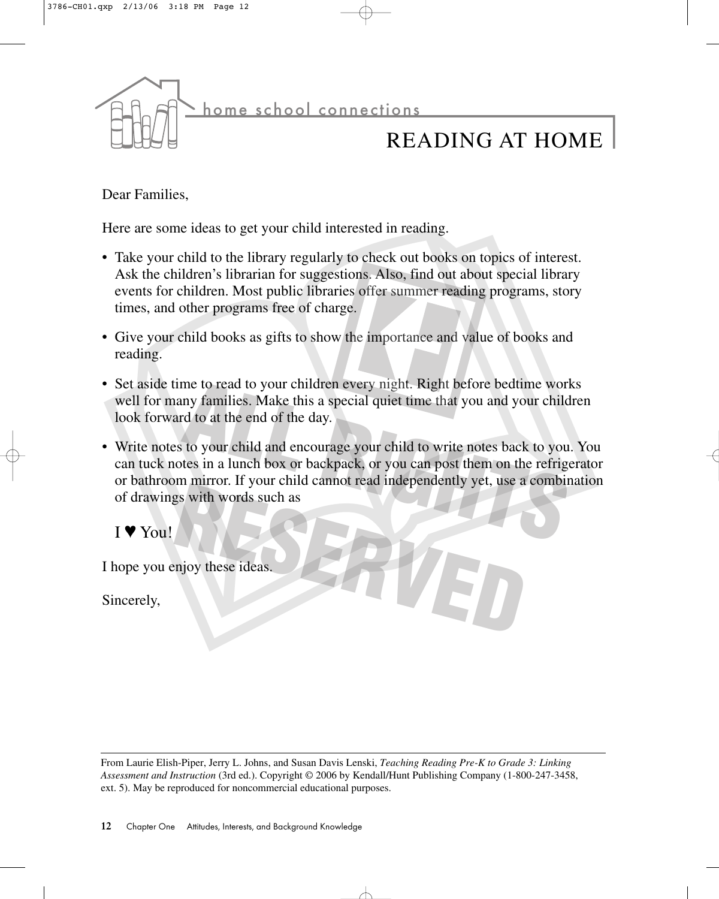home school connections

# READING AT HOME

Dear Families,

Here are some ideas to get your child interested in reading.

- Take your child to the library regularly to check out books on topics of interest. Ask the children's librarian for suggestions. Also, find out about special library events for children. Most public libraries offer summer reading programs, story times, and other programs free of charge.

- Give your child books as gifts to show the importance and value of books and reading.

- Set aside time to read to your children every night. Right before bedtime works well for many families. Make this a special quiet time that you and your children look forward to at the end of the day.

- Write notes to your child and encourage your child to write notes back to you. You can tuck notes in a lunch box or backpack, or you can post them on the refrigerator or bathroom mirror. If your child cannot read independently yet, use a combination of drawings with words such as

  I ♥ You!

I hope you enjoy these ideas.

Sincerely,

From Laurie Elish-Piper, Jerry L. Johns, and Susan Davis Lenski, *Teaching Reading Pre-K to Grade 3: Linking Assessment and Instruction* (3rd ed.). Copyright © 2006 by Kendall/Hunt Publishing Company (1-800-247-3458, ext. 5). May be reproduced for noncommercial educational purposes.